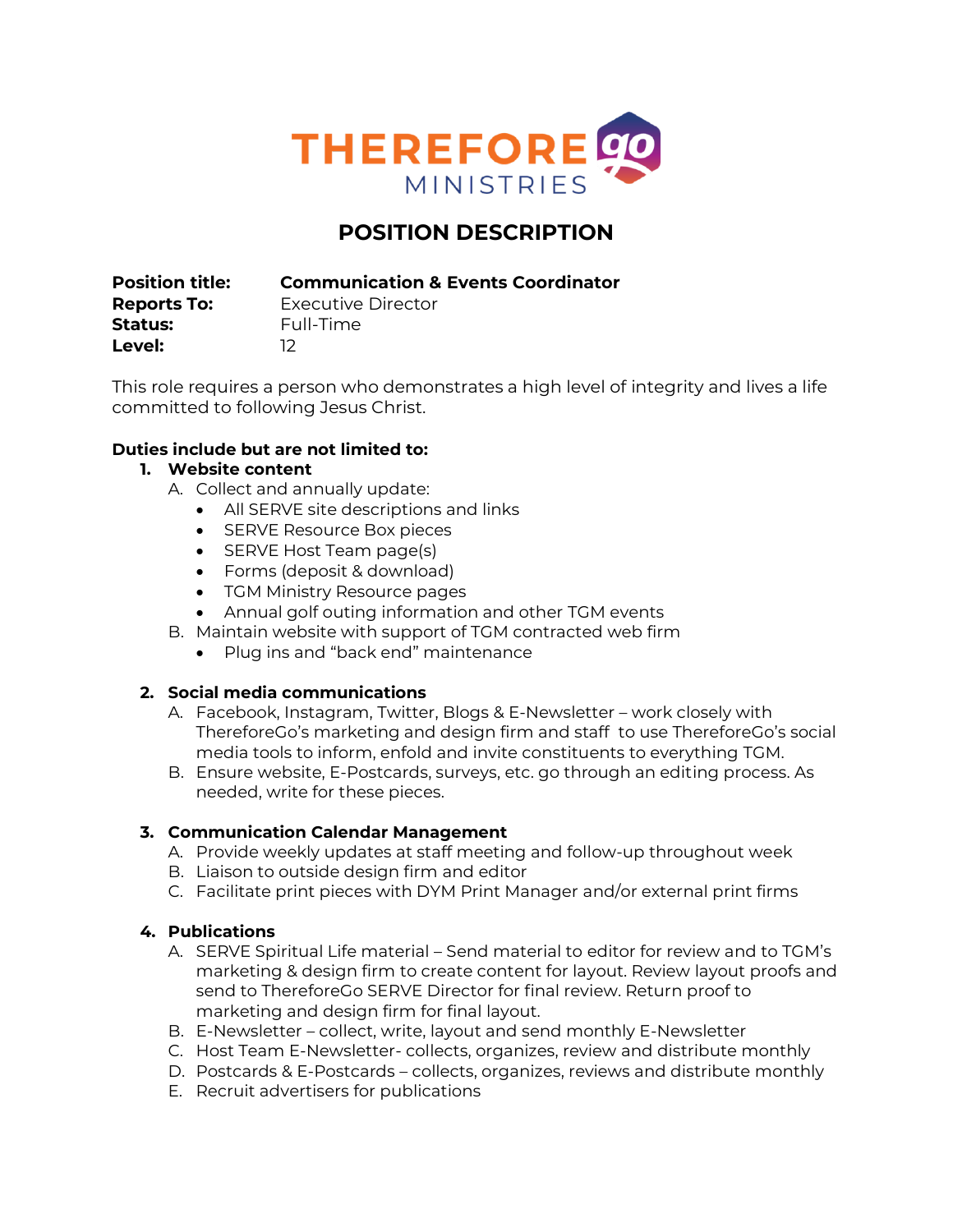THEREFORE go MINISTRIES

# POSITION DESCRIPTION

**Position title:** **Communication & Events Coordinator**
**Reports To:** Executive Director
**Status:** Full-Time
**Level:** 12

This role requires a person who demonstrates a high level of integrity and lives a life committed to following Jesus Christ.

**Duties include but are not limited to:**

1. **Website content**
   - A. Collect and annually update:
     - All SERVE site descriptions and links
     - SERVE Resource Box pieces
     - SERVE Host Team page(s)
     - Forms (deposit & download)
     - TGM Ministry Resource pages
     - Annual golf outing information and other TGM events
   - B. Maintain website with support of TGM contracted web firm
     - Plug ins and "back end" maintenance

2. **Social media communications**
   - A. Facebook, Instagram, Twitter, Blogs & E-Newsletter – work closely with ThereforeGo's marketing and design firm and staff to use ThereforeGo's social media tools to inform, enfold and invite constituents to everything TGM.
   - B. Ensure website, E-Postcards, surveys, etc. go through an editing process. As needed, write for these pieces.

3. **Communication Calendar Management**
   - A. Provide weekly updates at staff meeting and follow-up throughout week
   - B. Liaison to outside design firm and editor
   - C. Facilitate print pieces with DYM Print Manager and/or external print firms

4. **Publications**
   - A. SERVE Spiritual Life material – Send material to editor for review and to TGM's marketing & design firm to create content for layout. Review layout proofs and send to ThereforeGo SERVE Director for final review. Return proof to marketing and design firm for final layout.
   - B. E-Newsletter – collect, write, layout and send monthly E-Newsletter
   - C. Host Team E-Newsletter- collects, organizes, review and distribute monthly
   - D. Postcards & E-Postcards – collects, organizes, reviews and distribute monthly
   - E. Recruit advertisers for publications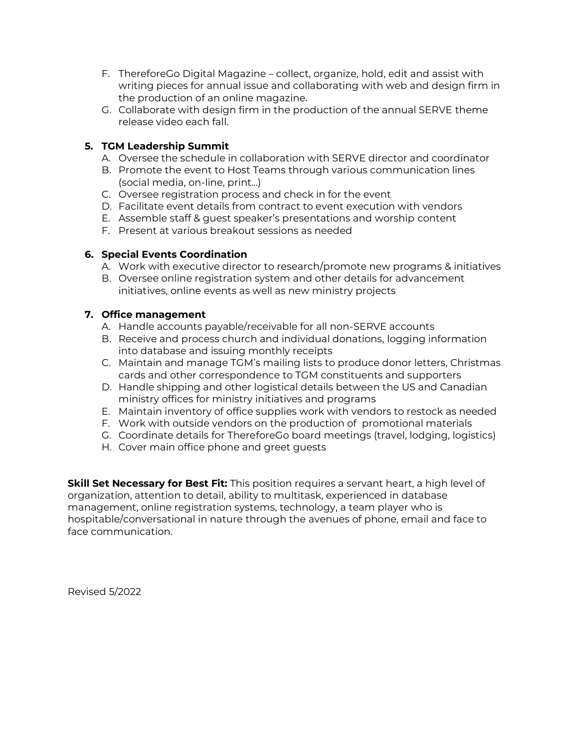F. ThereforeGo Digital Magazine – collect, organize, hold, edit and assist with writing pieces for annual issue and collaborating with web and design firm in the production of an online magazine.
G. Collaborate with design firm in the production of the annual SERVE theme release video each fall.

5. **TGM Leadership Summit**
    A. Oversee the schedule in collaboration with SERVE director and coordinator
    B. Promote the event to Host Teams through various communication lines (social media, on-line, print…)
    C. Oversee registration process and check in for the event
    D. Facilitate event details from contract to event execution with vendors
    E. Assemble staff & guest speaker's presentations and worship content
    F. Present at various breakout sessions as needed

6. **Special Events Coordination**
    A. Work with executive director to research/promote new programs & initiatives
    B. Oversee online registration system and other details for advancement initiatives, online events as well as new ministry projects

7. **Office management**
    A. Handle accounts payable/receivable for all non-SERVE accounts
    B. Receive and process church and individual donations, logging information into database and issuing monthly receipts
    C. Maintain and manage TGM's mailing lists to produce donor letters, Christmas cards and other correspondence to TGM constituents and supporters
    D. Handle shipping and other logistical details between the US and Canadian ministry offices for ministry initiatives and programs
    E. Maintain inventory of office supplies work with vendors to restock as needed
    F. Work with outside vendors on the production of promotional materials
    G. Coordinate details for ThereforeGo board meetings (travel, lodging, logistics)
    H. Cover main office phone and greet guests

**Skill Set Necessary for Best Fit:** This position requires a servant heart, a high level of organization, attention to detail, ability to multitask, experienced in database management, online registration systems, technology, a team player who is hospitable/conversational in nature through the avenues of phone, email and face to face communication.

Revised 5/2022